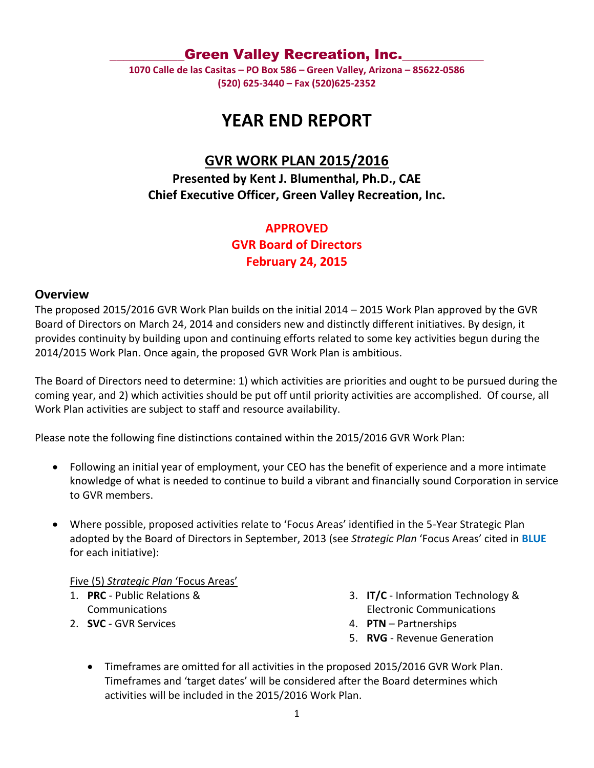**Green Valley Recreation, Inc.**

**1070 Calle de las Casitas – PO Box 586 – Green Valley, Arizona – 85622-0586**
**(520) 625-3440 – Fax (520)625-2352**

# YEAR END REPORT

## GVR WORK PLAN 2015/2016

**Presented by Kent J. Blumenthal, Ph.D., CAE**
**Chief Executive Officer, Green Valley Recreation, Inc.**

**APPROVED**
**GVR Board of Directors**
**February 24, 2015**

## Overview

The proposed 2015/2016 GVR Work Plan builds on the initial 2014 – 2015 Work Plan approved by the GVR Board of Directors on March 24, 2014 and considers new and distinctly different initiatives. By design, it provides continuity by building upon and continuing efforts related to some key activities begun during the 2014/2015 Work Plan. Once again, the proposed GVR Work Plan is ambitious.

The Board of Directors need to determine: 1) which activities are priorities and ought to be pursued during the coming year, and 2) which activities should be put off until priority activities are accomplished. Of course, all Work Plan activities are subject to staff and resource availability.

Please note the following fine distinctions contained within the 2015/2016 GVR Work Plan:

- Following an initial year of employment, your CEO has the benefit of experience and a more intimate knowledge of what is needed to continue to build a vibrant and financially sound Corporation in service to GVR members.

- Where possible, proposed activities relate to 'Focus Areas' identified in the 5-Year Strategic Plan adopted by the Board of Directors in September, 2013 (see *Strategic Plan* 'Focus Areas' cited in **BLUE** for each initiative):

  Five (5) *Strategic Plan* 'Focus Areas'

  1. **PRC** - Public Relations & Communications
  2. **SVC** - GVR Services
  3. **IT/C** - Information Technology & Electronic Communications
  4. **PTN** – Partnerships
  5. **RVG** - Revenue Generation

  - Timeframes are omitted for all activities in the proposed 2015/2016 GVR Work Plan. Timeframes and 'target dates' will be considered after the Board determines which activities will be included in the 2015/2016 Work Plan.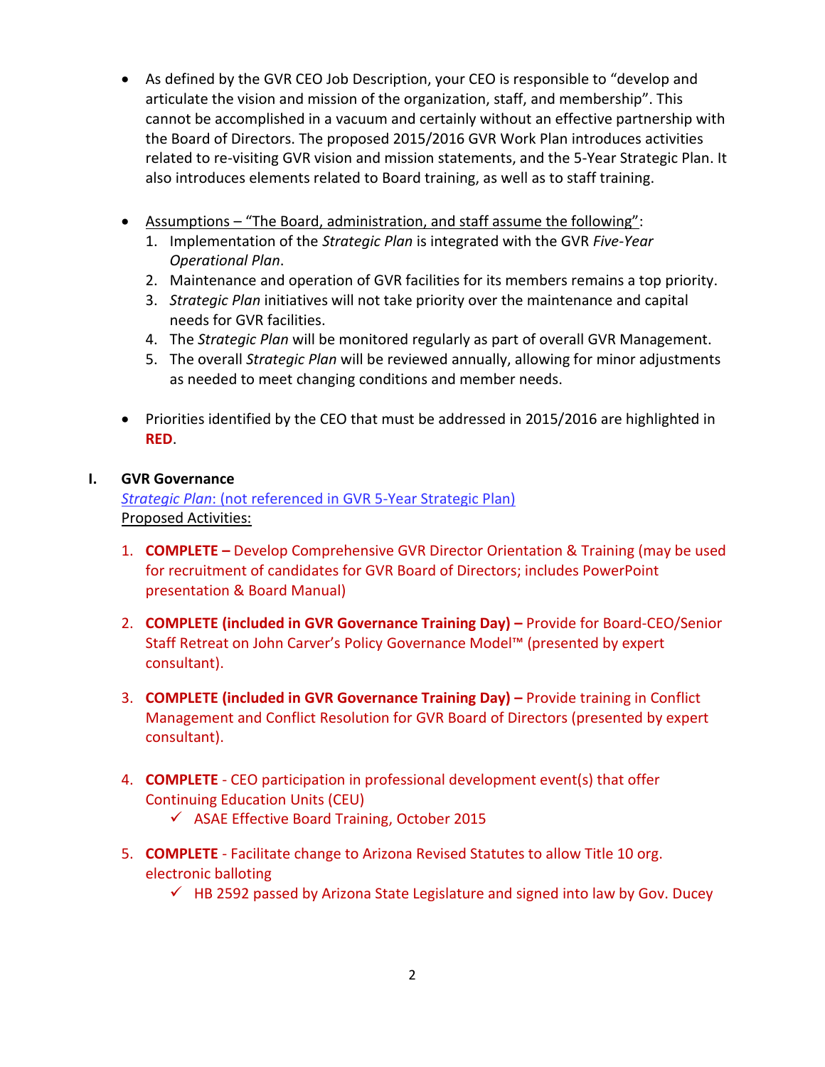- As defined by the GVR CEO Job Description, your CEO is responsible to "develop and articulate the vision and mission of the organization, staff, and membership". This cannot be accomplished in a vacuum and certainly without an effective partnership with the Board of Directors. The proposed 2015/2016 GVR Work Plan introduces activities related to re-visiting GVR vision and mission statements, and the 5-Year Strategic Plan. It also introduces elements related to Board training, as well as to staff training.

- Assumptions – "The Board, administration, and staff assume the following":
  1. Implementation of the *Strategic Plan* is integrated with the GVR *Five-Year Operational Plan*.
  2. Maintenance and operation of GVR facilities for its members remains a top priority.
  3. *Strategic Plan* initiatives will not take priority over the maintenance and capital needs for GVR facilities.
  4. The *Strategic Plan* will be monitored regularly as part of overall GVR Management.
  5. The overall *Strategic Plan* will be reviewed annually, allowing for minor adjustments as needed to meet changing conditions and member needs.

- Priorities identified by the CEO that must be addressed in 2015/2016 are highlighted in **RED**.

## I. GVR Governance

*Strategic Plan*: (not referenced in GVR 5-Year Strategic Plan)

Proposed Activities:

1. **COMPLETE –** Develop Comprehensive GVR Director Orientation & Training (may be used for recruitment of candidates for GVR Board of Directors; includes PowerPoint presentation & Board Manual)

2. **COMPLETE (included in GVR Governance Training Day) –** Provide for Board-CEO/Senior Staff Retreat on John Carver's Policy Governance Model™ (presented by expert consultant).

3. **COMPLETE (included in GVR Governance Training Day) –** Provide training in Conflict Management and Conflict Resolution for GVR Board of Directors (presented by expert consultant).

4. **COMPLETE** - CEO participation in professional development event(s) that offer Continuing Education Units (CEU)
   - ✓ ASAE Effective Board Training, October 2015

5. **COMPLETE** - Facilitate change to Arizona Revised Statutes to allow Title 10 org. electronic balloting
   - ✓ HB 2592 passed by Arizona State Legislature and signed into law by Gov. Ducey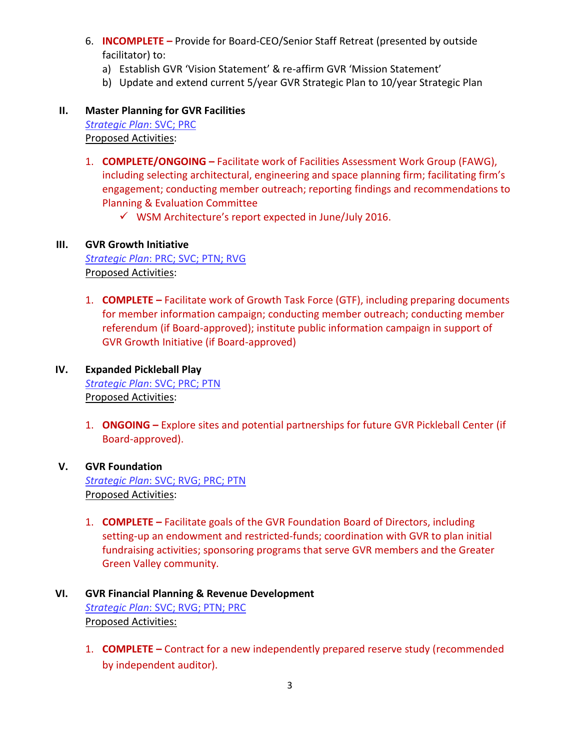6. **INCOMPLETE –** Provide for Board-CEO/Senior Staff Retreat (presented by outside facilitator) to:
   a) Establish GVR 'Vision Statement' & re-affirm GVR 'Mission Statement'
   b) Update and extend current 5/year GVR Strategic Plan to 10/year Strategic Plan

## II. Master Planning for GVR Facilities

*Strategic Plan*: SVC; PRC

Proposed Activities:

1. **COMPLETE/ONGOING –** Facilitate work of Facilities Assessment Work Group (FAWG), including selecting architectural, engineering and space planning firm; facilitating firm's engagement; conducting member outreach; reporting findings and recommendations to Planning & Evaluation Committee
   - ✓ WSM Architecture's report expected in June/July 2016.

## III. GVR Growth Initiative

*Strategic Plan*: PRC; SVC; PTN; RVG

Proposed Activities:

1. **COMPLETE –** Facilitate work of Growth Task Force (GTF), including preparing documents for member information campaign; conducting member outreach; conducting member referendum (if Board-approved); institute public information campaign in support of GVR Growth Initiative (if Board-approved)

## IV. Expanded Pickleball Play

*Strategic Plan*: SVC; PRC; PTN

Proposed Activities:

1. **ONGOING –** Explore sites and potential partnerships for future GVR Pickleball Center (if Board-approved).

## V. GVR Foundation

*Strategic Plan*: SVC; RVG; PRC; PTN

Proposed Activities:

1. **COMPLETE –** Facilitate goals of the GVR Foundation Board of Directors, including setting-up an endowment and restricted-funds; coordination with GVR to plan initial fundraising activities; sponsoring programs that serve GVR members and the Greater Green Valley community.

## VI. GVR Financial Planning & Revenue Development

*Strategic Plan*: SVC; RVG; PTN; PRC

Proposed Activities:

1. **COMPLETE –** Contract for a new independently prepared reserve study (recommended by independent auditor).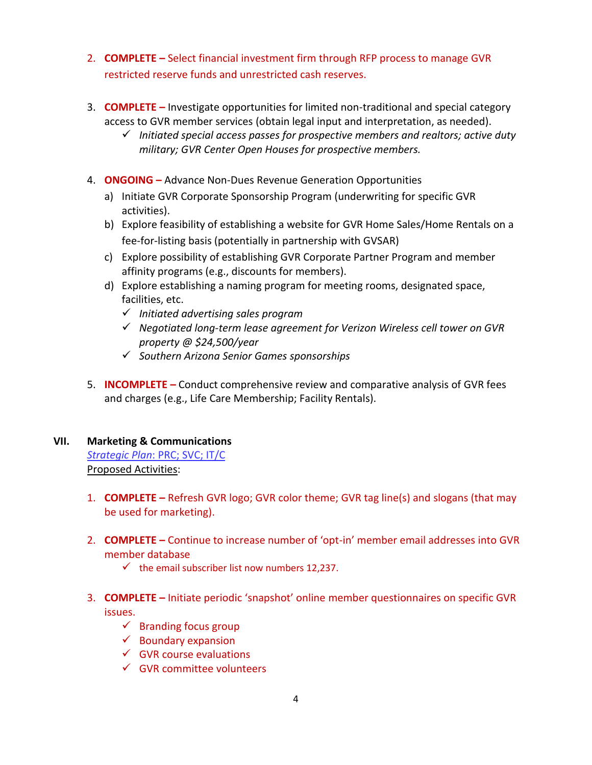2. **COMPLETE –** Select financial investment firm through RFP process to manage GVR restricted reserve funds and unrestricted cash reserves.

3. **COMPLETE –** Investigate opportunities for limited non-traditional and special category access to GVR member services (obtain legal input and interpretation, as needed).
   - ✓ *Initiated special access passes for prospective members and realtors; active duty military; GVR Center Open Houses for prospective members.*

4. **ONGOING –** Advance Non-Dues Revenue Generation Opportunities
   a) Initiate GVR Corporate Sponsorship Program (underwriting for specific GVR activities).
   b) Explore feasibility of establishing a website for GVR Home Sales/Home Rentals on a fee-for-listing basis (potentially in partnership with GVSAR)
   c) Explore possibility of establishing GVR Corporate Partner Program and member affinity programs (e.g., discounts for members).
   d) Explore establishing a naming program for meeting rooms, designated space, facilities, etc.
      - ✓ *Initiated advertising sales program*
      - ✓ *Negotiated long-term lease agreement for Verizon Wireless cell tower on GVR property @ $24,500/year*
      - ✓ *Southern Arizona Senior Games sponsorships*

5. **INCOMPLETE –** Conduct comprehensive review and comparative analysis of GVR fees and charges (e.g., Life Care Membership; Facility Rentals).

## VII. Marketing & Communications

*Strategic Plan*: PRC; SVC; IT/C

Proposed Activities:

1. **COMPLETE –** Refresh GVR logo; GVR color theme; GVR tag line(s) and slogans (that may be used for marketing).

2. **COMPLETE –** Continue to increase number of 'opt-in' member email addresses into GVR member database
   - ✓ the email subscriber list now numbers 12,237.

3. **COMPLETE –** Initiate periodic 'snapshot' online member questionnaires on specific GVR issues.
   - ✓ Branding focus group
   - ✓ Boundary expansion
   - ✓ GVR course evaluations
   - ✓ GVR committee volunteers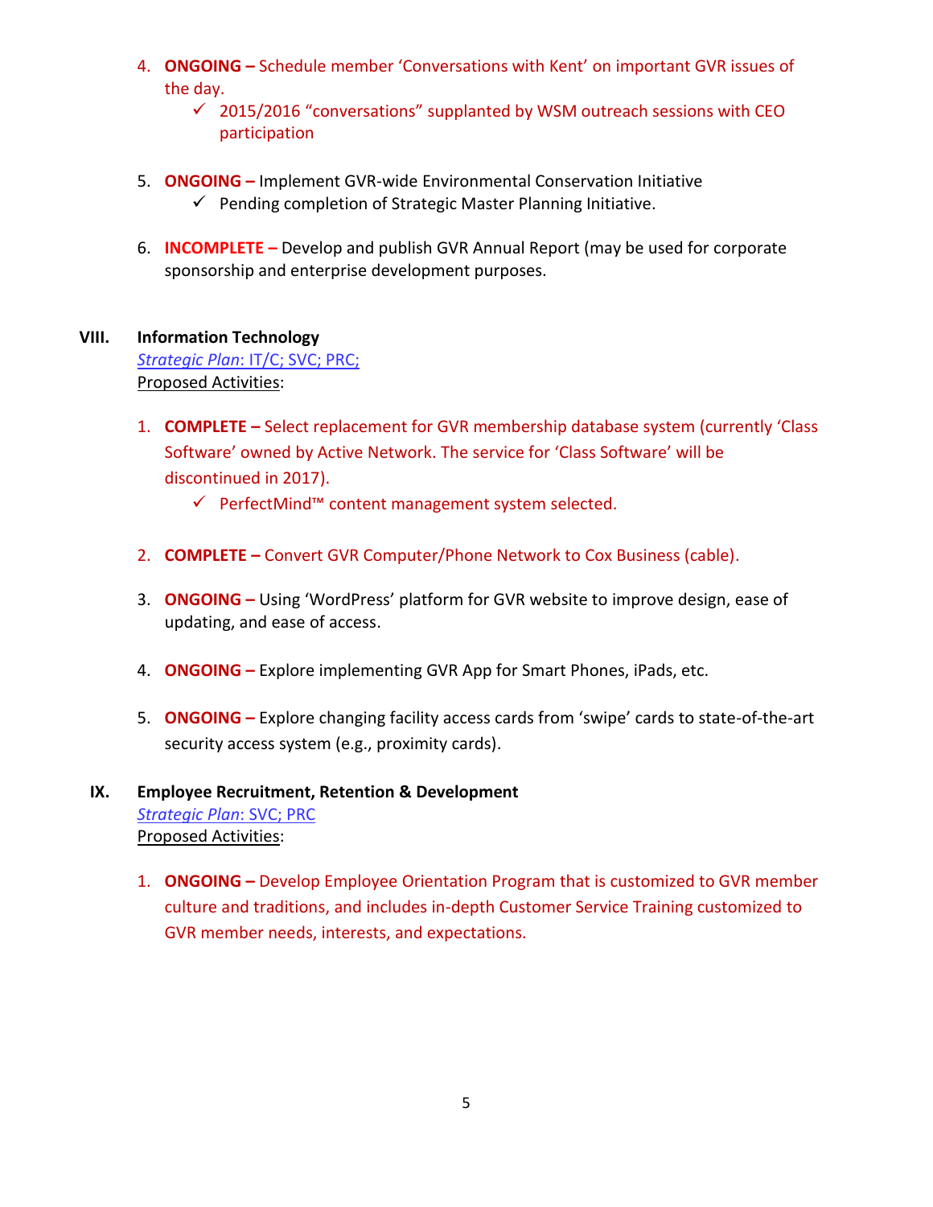4. **ONGOING –** Schedule member 'Conversations with Kent' on important GVR issues of the day.
   - ✓ 2015/2016 "conversations" supplanted by WSM outreach sessions with CEO participation

5. **ONGOING –** Implement GVR-wide Environmental Conservation Initiative
   - ✓ Pending completion of Strategic Master Planning Initiative.

6. **INCOMPLETE –** Develop and publish GVR Annual Report (may be used for corporate sponsorship and enterprise development purposes.

## VIII. Information Technology

*Strategic Plan*: IT/C; SVC; PRC;

Proposed Activities:

1. **COMPLETE –** Select replacement for GVR membership database system (currently 'Class Software' owned by Active Network. The service for 'Class Software' will be discontinued in 2017).
   - ✓ PerfectMind™ content management system selected.

2. **COMPLETE –** Convert GVR Computer/Phone Network to Cox Business (cable).

3. **ONGOING –** Using 'WordPress' platform for GVR website to improve design, ease of updating, and ease of access.

4. **ONGOING –** Explore implementing GVR App for Smart Phones, iPads, etc.

5. **ONGOING –** Explore changing facility access cards from 'swipe' cards to state-of-the-art security access system (e.g., proximity cards).

## IX. Employee Recruitment, Retention & Development

*Strategic Plan*: SVC; PRC

Proposed Activities:

1. **ONGOING –** Develop Employee Orientation Program that is customized to GVR member culture and traditions, and includes in-depth Customer Service Training customized to GVR member needs, interests, and expectations.